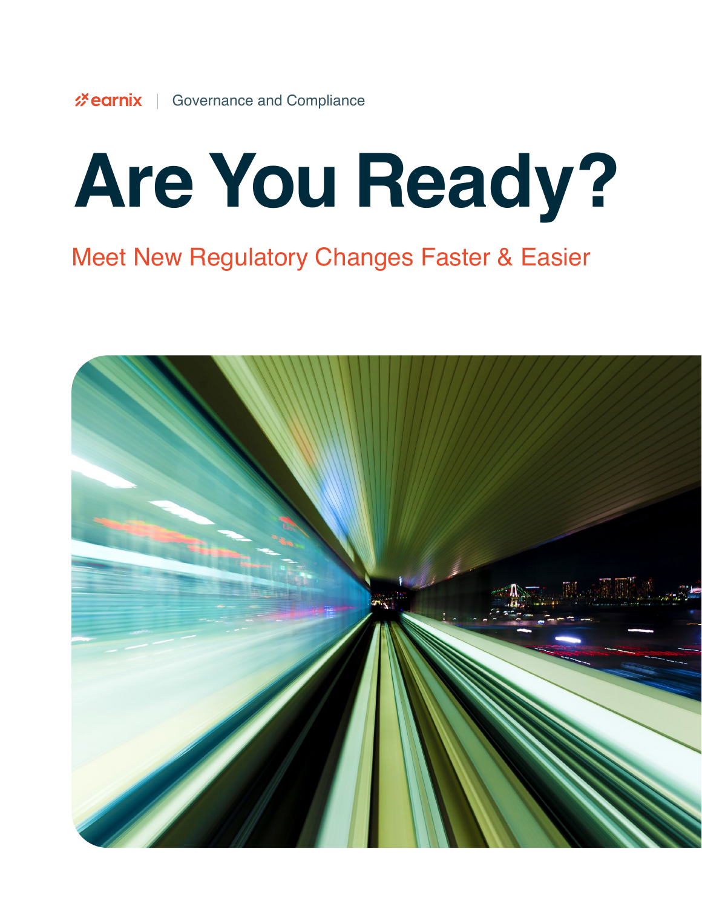earnix | Governance and Compliance

# Are You Ready?

## Meet New Regulatory Changes Faster & Easier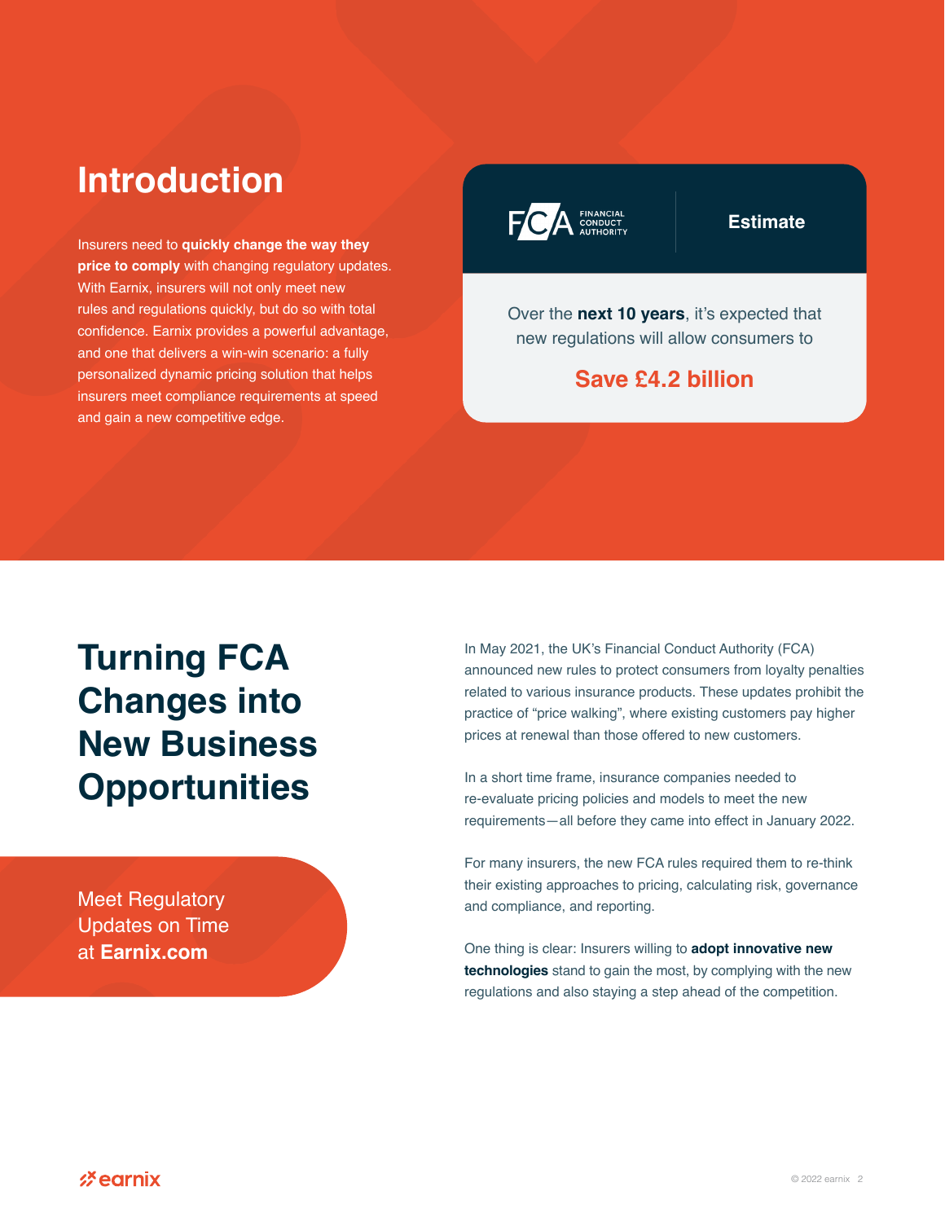# Introduction

Insurers need to **quickly change the way they price to comply** with changing regulatory updates. With Earnix, insurers will not only meet new rules and regulations quickly, but do so with total confidence. Earnix provides a powerful advantage, and one that delivers a win-win scenario: a fully personalized dynamic pricing solution that helps insurers meet compliance requirements at speed and gain a new competitive edge.

FCA FINANCIAL CONDUCT AUTHORITY | **Estimate**

Over the **next 10 years**, it's expected that new regulations will allow consumers to

**Save £4.2 billion**

# Turning FCA Changes into New Business Opportunities

Meet Regulatory Updates on Time at **Earnix.com**

In May 2021, the UK's Financial Conduct Authority (FCA) announced new rules to protect consumers from loyalty penalties related to various insurance products. These updates prohibit the practice of "price walking", where existing customers pay higher prices at renewal than those offered to new customers.

In a short time frame, insurance companies needed to re-evaluate pricing policies and models to meet the new requirements—all before they came into effect in January 2022.

For many insurers, the new FCA rules required them to re-think their existing approaches to pricing, calculating risk, governance and compliance, and reporting.

One thing is clear: Insurers willing to **adopt innovative new technologies** stand to gain the most, by complying with the new regulations and also staying a step ahead of the competition.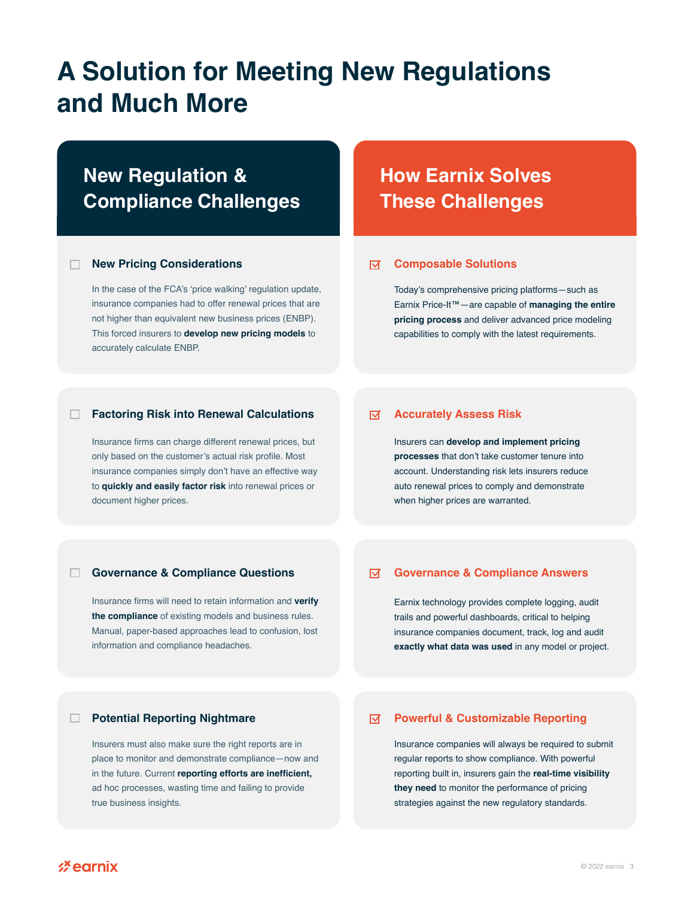# A Solution for Meeting New Regulations and Much More

## New Regulation & Compliance Challenges

### New Pricing Considerations

In the case of the FCA's 'price walking' regulation update, insurance companies had to offer renewal prices that are not higher than equivalent new business prices (ENBP). This forced insurers to **develop new pricing models** to accurately calculate ENBP.

### Factoring Risk into Renewal Calculations

Insurance firms can charge different renewal prices, but only based on the customer's actual risk profile. Most insurance companies simply don't have an effective way to **quickly and easily factor risk** into renewal prices or document higher prices.

### Governance & Compliance Questions

Insurance firms will need to retain information and **verify the compliance** of existing models and business rules. Manual, paper-based approaches lead to confusion, lost information and compliance headaches.

### Potential Reporting Nightmare

Insurers must also make sure the right reports are in place to monitor and demonstrate compliance—now and in the future. Current **reporting efforts are inefficient,** ad hoc processes, wasting time and failing to provide true business insights.

## How Earnix Solves These Challenges

### Composable Solutions

Today's comprehensive pricing platforms—such as Earnix Price-It™—are capable of **managing the entire pricing process** and deliver advanced price modeling capabilities to comply with the latest requirements.

### Accurately Assess Risk

Insurers can **develop and implement pricing processes** that don't take customer tenure into account. Understanding risk lets insurers reduce auto renewal prices to comply and demonstrate when higher prices are warranted.

### Governance & Compliance Answers

Earnix technology provides complete logging, audit trails and powerful dashboards, critical to helping insurance companies document, track, log and audit **exactly what data was used** in any model or project.

### Powerful & Customizable Reporting

Insurance companies will always be required to submit regular reports to show compliance. With powerful reporting built in, insurers gain the **real-time visibility they need** to monitor the performance of pricing strategies against the new regulatory standards.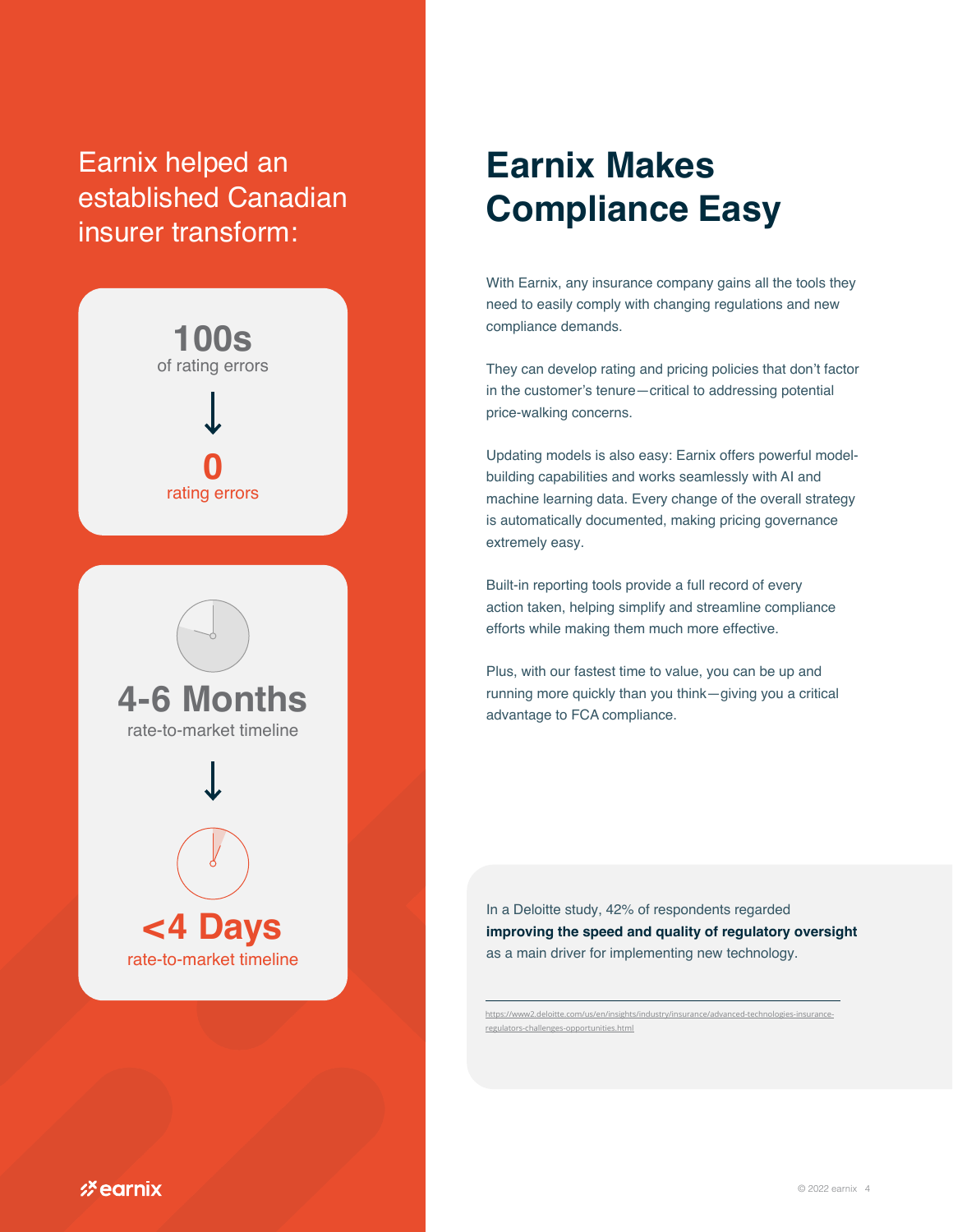Earnix helped an established Canadian insurer transform:

**100s** of rating errors

↓

**0** rating errors

**4-6 Months** rate-to-market timeline

↓

**<4 Days** rate-to-market timeline

# Earnix Makes Compliance Easy

With Earnix, any insurance company gains all the tools they need to easily comply with changing regulations and new compliance demands.

They can develop rating and pricing policies that don't factor in the customer's tenure—critical to addressing potential price-walking concerns.

Updating models is also easy: Earnix offers powerful model-building capabilities and works seamlessly with AI and machine learning data. Every change of the overall strategy is automatically documented, making pricing governance extremely easy.

Built-in reporting tools provide a full record of every action taken, helping simplify and streamline compliance efforts while making them much more effective.

Plus, with our fastest time to value, you can be up and running more quickly than you think—giving you a critical advantage to FCA compliance.

In a Deloitte study, 42% of respondents regarded **improving the speed and quality of regulatory oversight** as a main driver for implementing new technology.

https://www2.deloitte.com/us/en/insights/industry/insurance/advanced-technologies-insurance-regulators-challenges-opportunities.html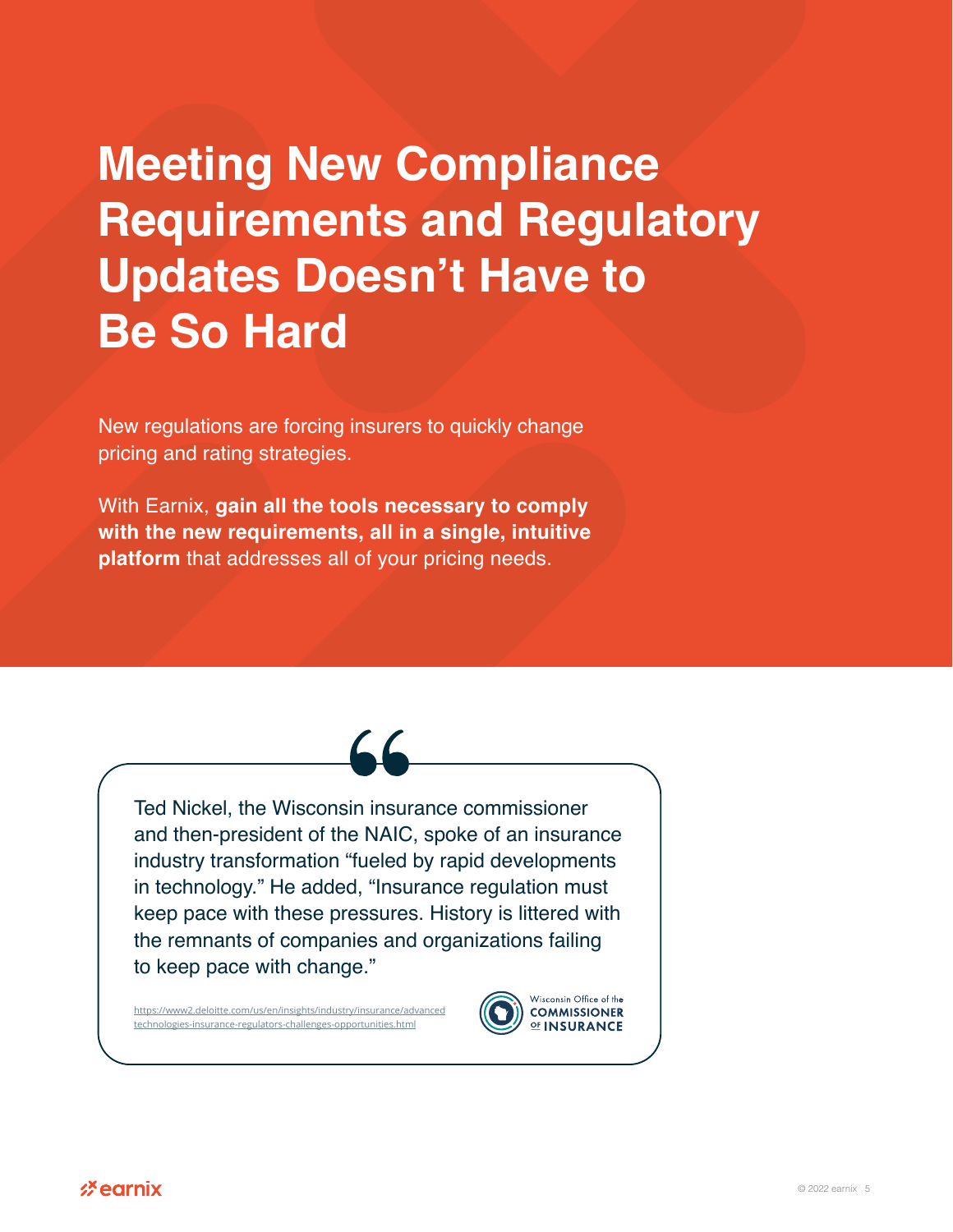# Meeting New Compliance Requirements and Regulatory Updates Doesn't Have to Be So Hard

New regulations are forcing insurers to quickly change pricing and rating strategies.

With Earnix, **gain all the tools necessary to comply with the new requirements, all in a single, intuitive platform** that addresses all of your pricing needs.

> Ted Nickel, the Wisconsin insurance commissioner and then-president of the NAIC, spoke of an insurance industry transformation "fueled by rapid developments in technology." He added, "Insurance regulation must keep pace with these pressures. History is littered with the remnants of companies and organizations failing to keep pace with change."

https://www2.deloitte.com/us/en/insights/industry/insurance/advanced technologies-insurance-regulators-challenges-opportunities.html

Wisconsin Office of the COMMISSIONER OF INSURANCE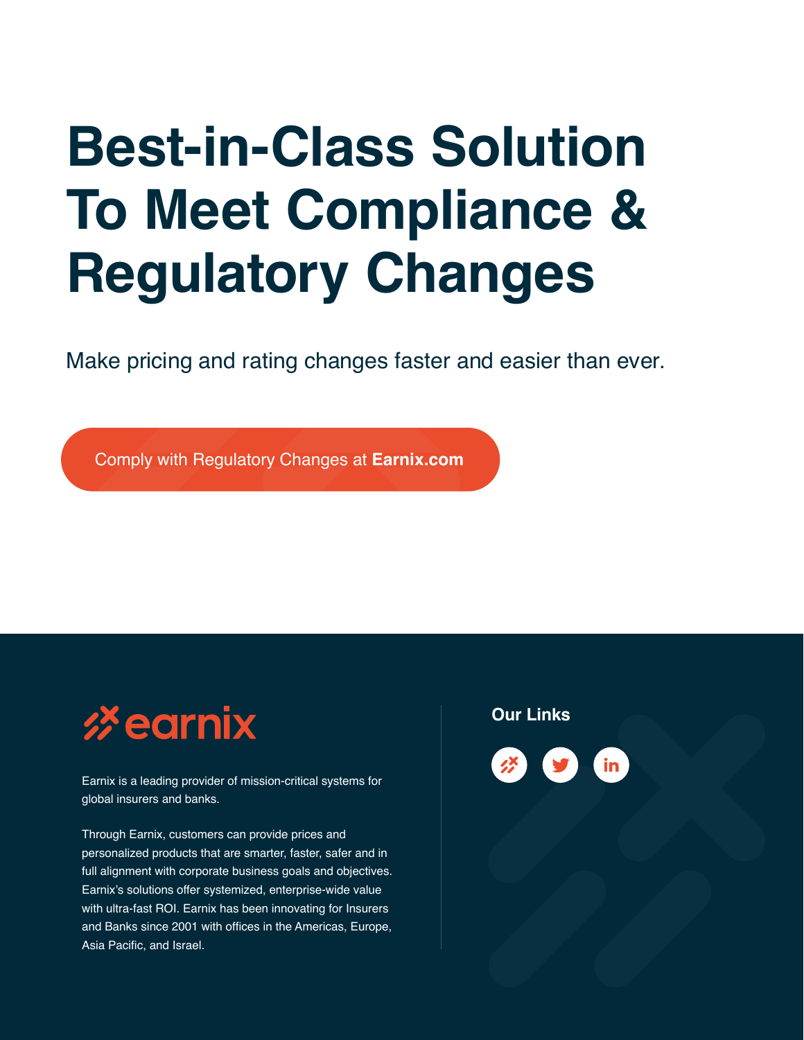# Best-in-Class Solution To Meet Compliance & Regulatory Changes

Make pricing and rating changes faster and easier than ever.

Comply with Regulatory Changes at **Earnix.com**

earnix

Earnix is a leading provider of mission-critical systems for global insurers and banks.

Through Earnix, customers can provide prices and personalized products that are smarter, faster, safer and in full alignment with corporate business goals and objectives. Earnix's solutions offer systemized, enterprise-wide value with ultra-fast ROI. Earnix has been innovating for Insurers and Banks since 2001 with offices in the Americas, Europe, Asia Pacific, and Israel.

**Our Links**